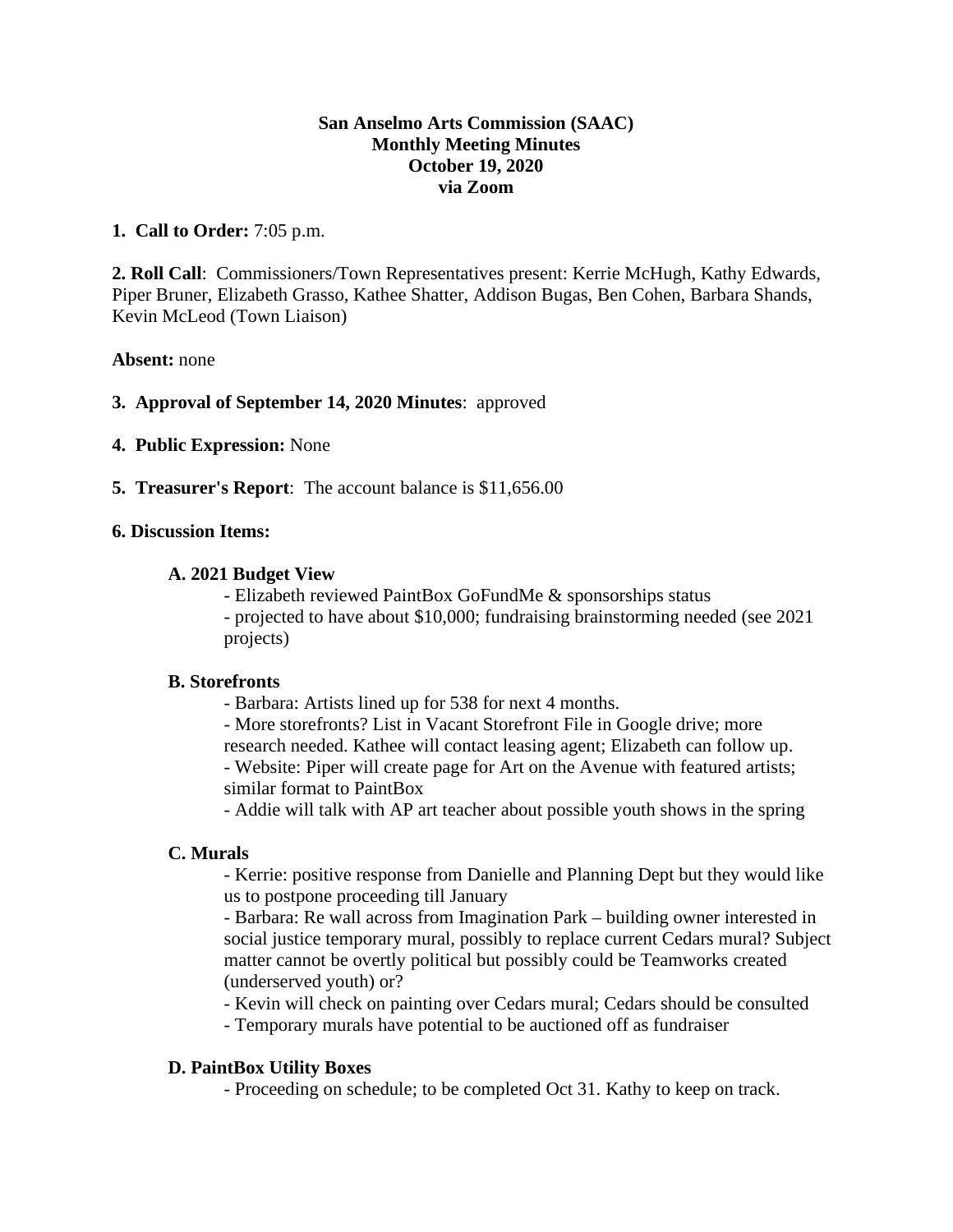**San Anselmo Arts Commission (SAAC)**
**Monthly Meeting Minutes**
**October 19, 2020**
**via Zoom**

**1. Call to Order:** 7:05 p.m.

**2. Roll Call**: Commissioners/Town Representatives present: Kerrie McHugh, Kathy Edwards, Piper Bruner, Elizabeth Grasso, Kathee Shatter, Addison Bugas, Ben Cohen, Barbara Shands, Kevin McLeod (Town Liaison)

**Absent:** none

**3. Approval of September 14, 2020 Minutes**: approved

**4. Public Expression:** None

**5. Treasurer's Report**: The account balance is $11,656.00

**6. Discussion Items:**

**A. 2021 Budget View**

- Elizabeth reviewed PaintBox GoFundMe & sponsorships status
- projected to have about $10,000; fundraising brainstorming needed (see 2021 projects)

**B. Storefronts**

- Barbara: Artists lined up for 538 for next 4 months.
- More storefronts? List in Vacant Storefront File in Google drive; more research needed. Kathee will contact leasing agent; Elizabeth can follow up.
- Website: Piper will create page for Art on the Avenue with featured artists; similar format to PaintBox
- Addie will talk with AP art teacher about possible youth shows in the spring

**C. Murals**

- Kerrie: positive response from Danielle and Planning Dept but they would like us to postpone proceeding till January
- Barbara: Re wall across from Imagination Park – building owner interested in social justice temporary mural, possibly to replace current Cedars mural? Subject matter cannot be overtly political but possibly could be Teamworks created (underserved youth) or?
- Kevin will check on painting over Cedars mural; Cedars should be consulted
- Temporary murals have potential to be auctioned off as fundraiser

**D. PaintBox Utility Boxes**

- Proceeding on schedule; to be completed Oct 31. Kathy to keep on track.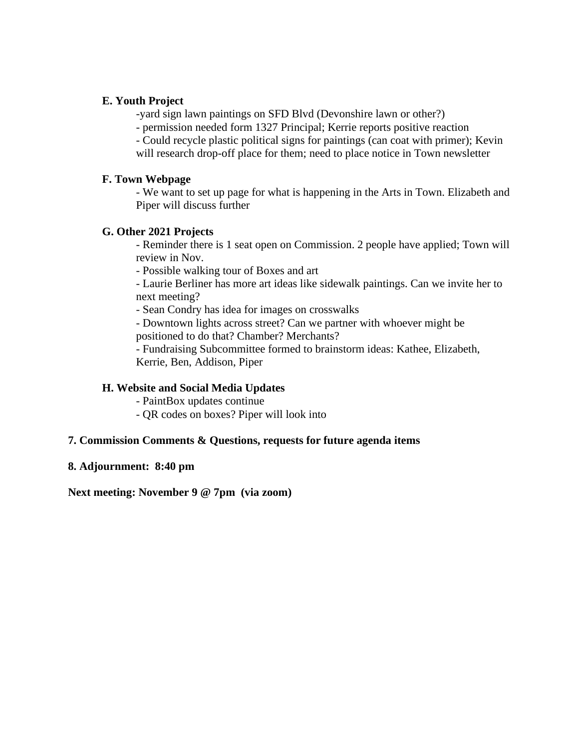### E. Youth Project

- yard sign lawn paintings on SFD Blvd (Devonshire lawn or other?)
- permission needed form 1327 Principal; Kerrie reports positive reaction
- Could recycle plastic political signs for paintings (can coat with primer); Kevin will research drop-off place for them; need to place notice in Town newsletter

### F. Town Webpage

- We want to set up page for what is happening in the Arts in Town. Elizabeth and Piper will discuss further

### G. Other 2021 Projects

- Reminder there is 1 seat open on Commission. 2 people have applied; Town will review in Nov.
- Possible walking tour of Boxes and art
- Laurie Berliner has more art ideas like sidewalk paintings. Can we invite her to next meeting?
- Sean Condry has idea for images on crosswalks
- Downtown lights across street? Can we partner with whoever might be positioned to do that? Chamber? Merchants?
- Fundraising Subcommittee formed to brainstorm ideas: Kathee, Elizabeth, Kerrie, Ben, Addison, Piper

### H. Website and Social Media Updates

- PaintBox updates continue
- QR codes on boxes? Piper will look into

## 7. Commission Comments & Questions, requests for future agenda items

## 8. Adjournment: 8:40 pm

**Next meeting: November 9 @ 7pm (via zoom)**